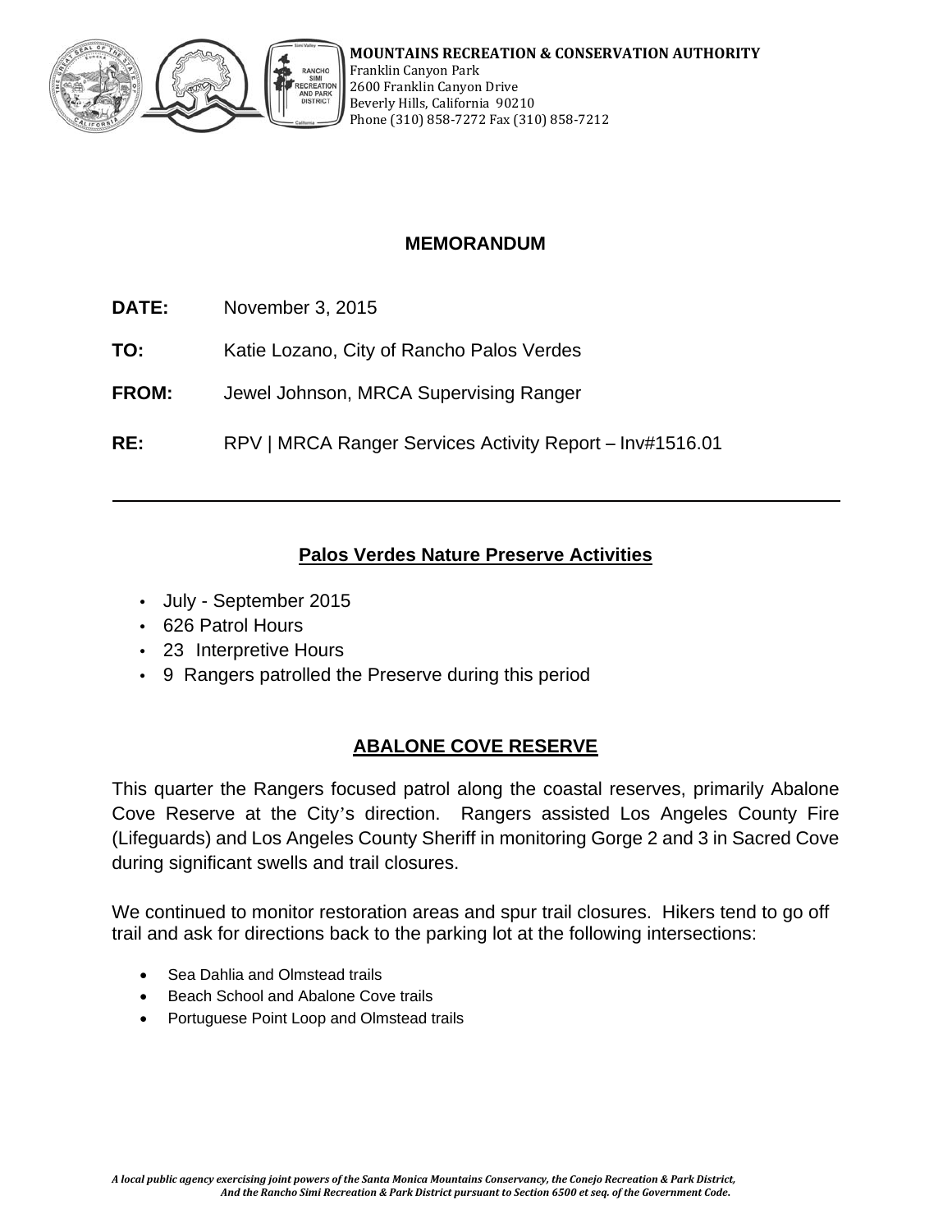**MOUNTAINS RECREATION & CONSERVATION AUTHORITY**
Franklin Canyon Park
2600 Franklin Canyon Drive
Beverly Hills, California 90210
Phone (310) 858-7272 Fax (310) 858-7212

## MEMORANDUM

**DATE:** November 3, 2015

**TO:** Katie Lozano, City of Rancho Palos Verdes

**FROM:** Jewel Johnson, MRCA Supervising Ranger

**RE:** RPV | MRCA Ranger Services Activity Report – Inv#1516.01

---

## Palos Verdes Nature Preserve Activities

- July - September 2015
- 626 Patrol Hours
- 23 Interpretive Hours
- 9 Rangers patrolled the Preserve during this period

## ABALONE COVE RESERVE

This quarter the Rangers focused patrol along the coastal reserves, primarily Abalone Cove Reserve at the City's direction. Rangers assisted Los Angeles County Fire (Lifeguards) and Los Angeles County Sheriff in monitoring Gorge 2 and 3 in Sacred Cove during significant swells and trail closures.

We continued to monitor restoration areas and spur trail closures. Hikers tend to go off trail and ask for directions back to the parking lot at the following intersections:

- Sea Dahlia and Olmstead trails
- Beach School and Abalone Cove trails
- Portuguese Point Loop and Olmstead trails

*A local public agency exercising joint powers of the Santa Monica Mountains Conservancy, the Conejo Recreation & Park District, And the Rancho Simi Recreation & Park District pursuant to Section 6500 et seq. of the Government Code.*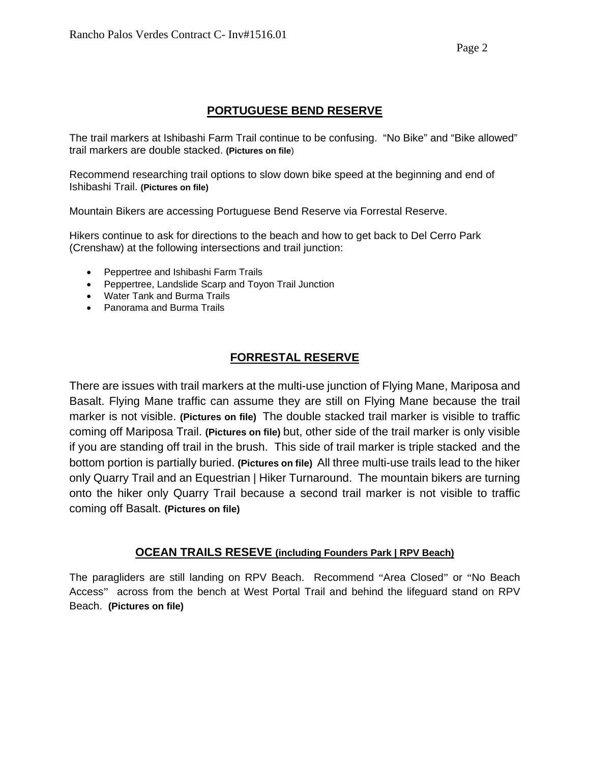## PORTUGUESE BEND RESERVE

The trail markers at Ishibashi Farm Trail continue to be confusing. "No Bike" and "Bike allowed" trail markers are double stacked. **(Pictures on file**)

Recommend researching trail options to slow down bike speed at the beginning and end of Ishibashi Trail. **(Pictures on file)**

Mountain Bikers are accessing Portuguese Bend Reserve via Forrestal Reserve.

Hikers continue to ask for directions to the beach and how to get back to Del Cerro Park (Crenshaw) at the following intersections and trail junction:

- Peppertree and Ishibashi Farm Trails
- Peppertree, Landslide Scarp and Toyon Trail Junction
- Water Tank and Burma Trails
- Panorama and Burma Trails

## FORRESTAL RESERVE

There are issues with trail markers at the multi-use junction of Flying Mane, Mariposa and Basalt. Flying Mane traffic can assume they are still on Flying Mane because the trail marker is not visible. **(Pictures on file)** The double stacked trail marker is visible to traffic coming off Mariposa Trail. **(Pictures on file)** but, other side of the trail marker is only visible if you are standing off trail in the brush. This side of trail marker is triple stacked and the bottom portion is partially buried. **(Pictures on file)** All three multi-use trails lead to the hiker only Quarry Trail and an Equestrian | Hiker Turnaround. The mountain bikers are turning onto the hiker only Quarry Trail because a second trail marker is not visible to traffic coming off Basalt. **(Pictures on file)**

## OCEAN TRAILS RESEVE (including Founders Park | RPV Beach)

The paragliders are still landing on RPV Beach. Recommend "Area Closed" or "No Beach Access" across from the bench at West Portal Trail and behind the lifeguard stand on RPV Beach. **(Pictures on file)**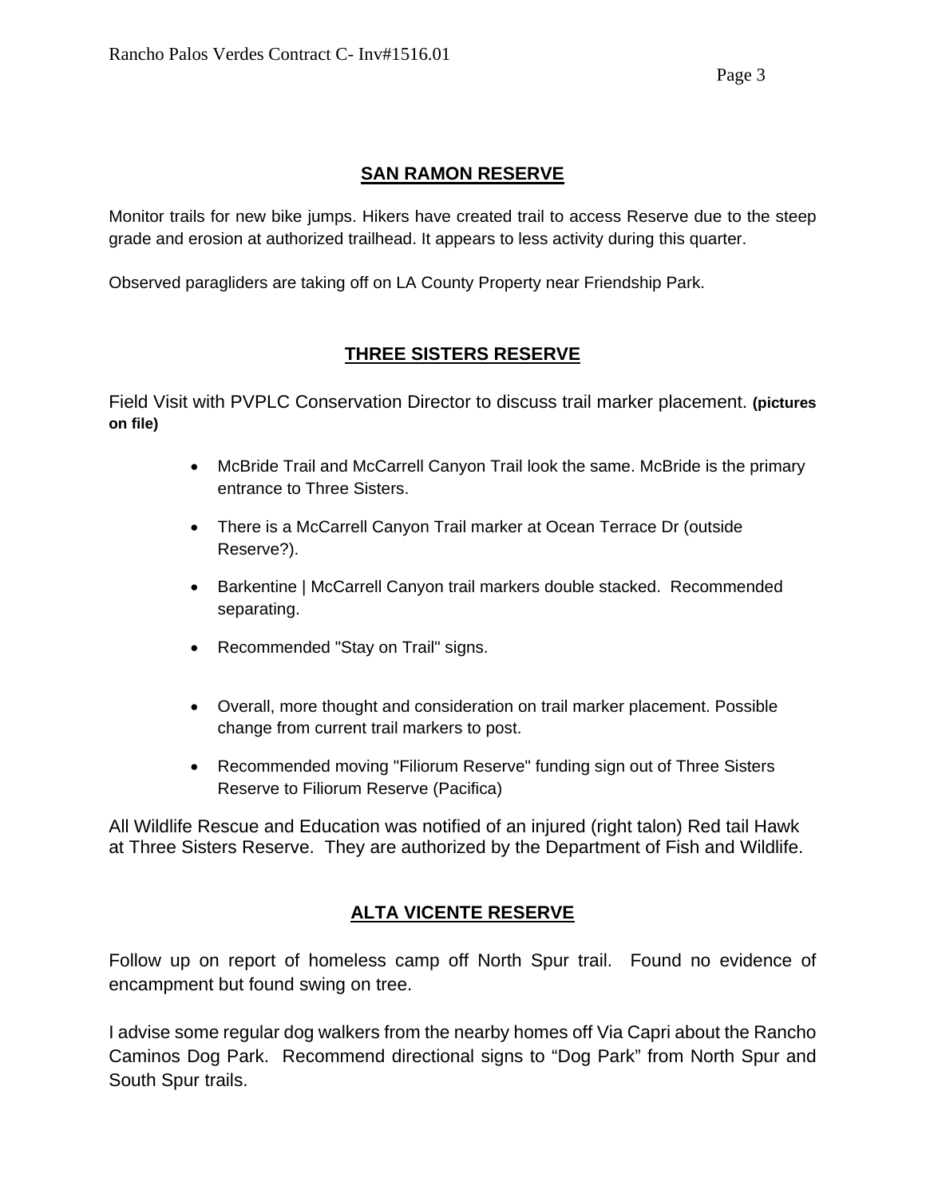## SAN RAMON RESERVE

Monitor trails for new bike jumps. Hikers have created trail to access Reserve due to the steep grade and erosion at authorized trailhead. It appears to less activity during this quarter.

Observed paragliders are taking off on LA County Property near Friendship Park.

## THREE SISTERS RESERVE

Field Visit with PVPLC Conservation Director to discuss trail marker placement. **(pictures on file)**

- McBride Trail and McCarrell Canyon Trail look the same. McBride is the primary entrance to Three Sisters.
- There is a McCarrell Canyon Trail marker at Ocean Terrace Dr (outside Reserve?).
- Barkentine | McCarrell Canyon trail markers double stacked. Recommended separating.
- Recommended "Stay on Trail" signs.
- Overall, more thought and consideration on trail marker placement. Possible change from current trail markers to post.
- Recommended moving "Filiorum Reserve" funding sign out of Three Sisters Reserve to Filiorum Reserve (Pacifica)

All Wildlife Rescue and Education was notified of an injured (right talon) Red tail Hawk at Three Sisters Reserve. They are authorized by the Department of Fish and Wildlife.

## ALTA VICENTE RESERVE

Follow up on report of homeless camp off North Spur trail. Found no evidence of encampment but found swing on tree.

I advise some regular dog walkers from the nearby homes off Via Capri about the Rancho Caminos Dog Park. Recommend directional signs to "Dog Park" from North Spur and South Spur trails.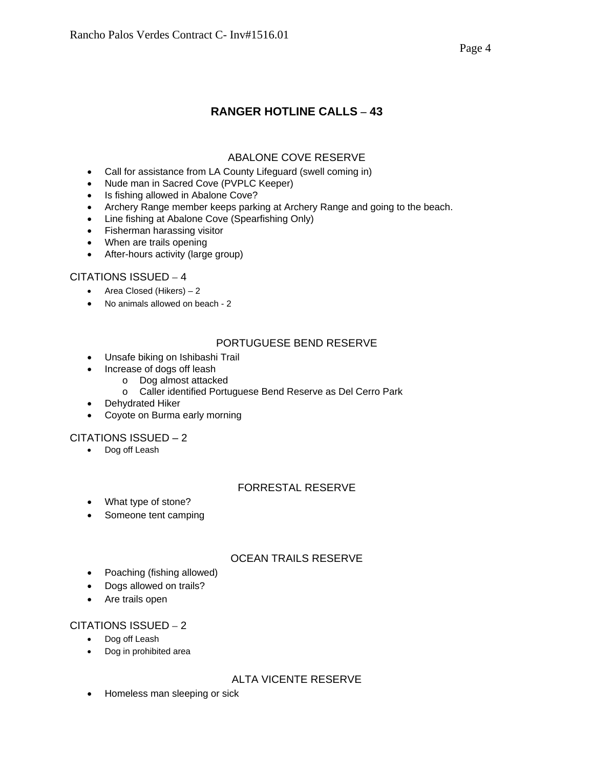## RANGER HOTLINE CALLS – 43

### ABALONE COVE RESERVE

- Call for assistance from LA County Lifeguard (swell coming in)
- Nude man in Sacred Cove (PVPLC Keeper)
- Is fishing allowed in Abalone Cove?
- Archery Range member keeps parking at Archery Range and going to the beach.
- Line fishing at Abalone Cove (Spearfishing Only)
- Fisherman harassing visitor
- When are trails opening
- After-hours activity (large group)

CITATIONS ISSUED – 4

- Area Closed (Hikers) – 2
- No animals allowed on beach - 2

### PORTUGUESE BEND RESERVE

- Unsafe biking on Ishibashi Trail
- Increase of dogs off leash
  - Dog almost attacked
  - Caller identified Portuguese Bend Reserve as Del Cerro Park
- Dehydrated Hiker
- Coyote on Burma early morning

CITATIONS ISSUED – 2

- Dog off Leash

### FORRESTAL RESERVE

- What type of stone?
- Someone tent camping

### OCEAN TRAILS RESERVE

- Poaching (fishing allowed)
- Dogs allowed on trails?
- Are trails open

CITATIONS ISSUED – 2

- Dog off Leash
- Dog in prohibited area

### ALTA VICENTE RESERVE

- Homeless man sleeping or sick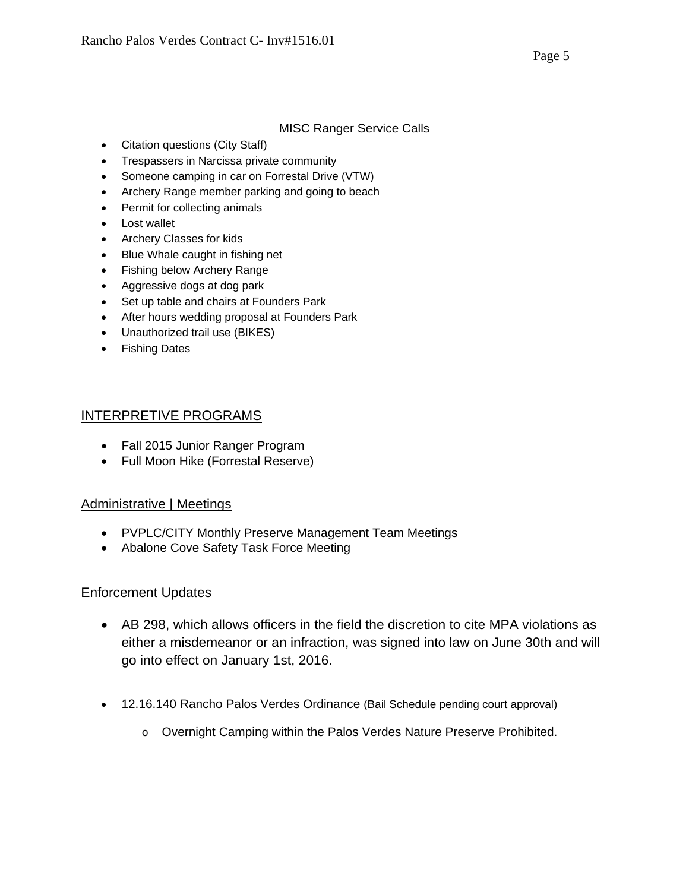MISC Ranger Service Calls

- Citation questions (City Staff)
- Trespassers in Narcissa private community
- Someone camping in car on Forrestal Drive (VTW)
- Archery Range member parking and going to beach
- Permit for collecting animals
- Lost wallet
- Archery Classes for kids
- Blue Whale caught in fishing net
- Fishing below Archery Range
- Aggressive dogs at dog park
- Set up table and chairs at Founders Park
- After hours wedding proposal at Founders Park
- Unauthorized trail use (BIKES)
- Fishing Dates

## INTERPRETIVE PROGRAMS

- Fall 2015 Junior Ranger Program
- Full Moon Hike (Forrestal Reserve)

## Administrative | Meetings

- PVPLC/CITY Monthly Preserve Management Team Meetings
- Abalone Cove Safety Task Force Meeting

## Enforcement Updates

- AB 298, which allows officers in the field the discretion to cite MPA violations as either a misdemeanor or an infraction, was signed into law on June 30th and will go into effect on January 1st, 2016.

- 12.16.140 Rancho Palos Verdes Ordinance (Bail Schedule pending court approval)
  - Overnight Camping within the Palos Verdes Nature Preserve Prohibited.